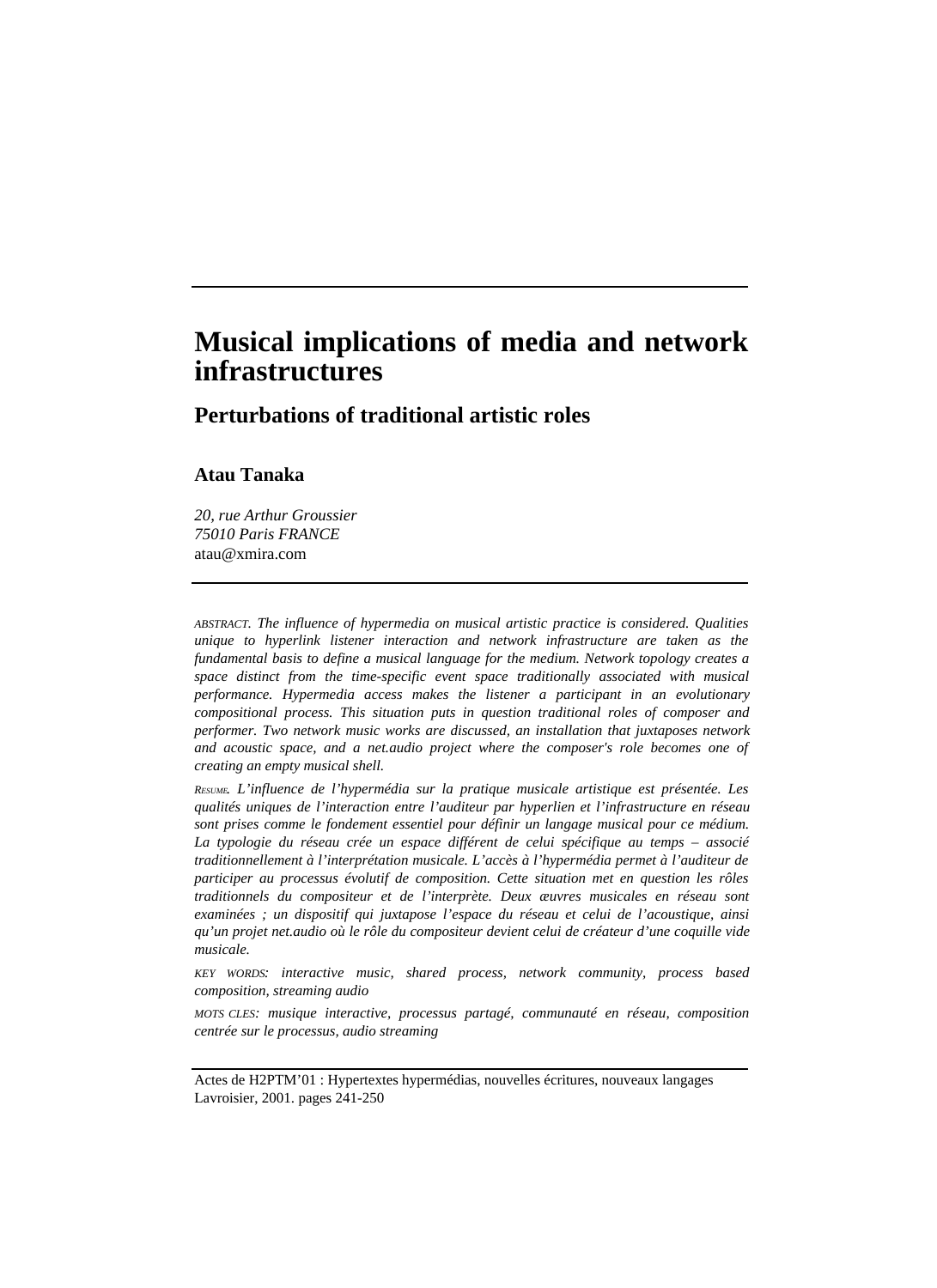# Musical implications of media and network infrastructures

## Perturbations of traditional artistic roles

**Atau Tanaka**

*20, rue Arthur Groussier*
*75010 Paris FRANCE*
atau@xmira.com

ABSTRACT. *The influence of hypermedia on musical artistic practice is considered. Qualities unique to hyperlink listener interaction and network infrastructure are taken as the fundamental basis to define a musical language for the medium. Network topology creates a space distinct from the time-specific event space traditionally associated with musical performance. Hypermedia access makes the listener a participant in an evolutionary compositional process. This situation puts in question traditional roles of composer and performer. Two network music works are discussed, an installation that juxtaposes network and acoustic space, and a net.audio project where the composer's role becomes one of creating an empty musical shell.*

RESUME. *L'influence de l'hypermédia sur la pratique musicale artistique est présentée. Les qualités uniques de l'interaction entre l'auditeur par hyperlien et l'infrastructure en réseau sont prises comme le fondement essentiel pour définir un langage musical pour ce médium. La typologie du réseau crée un espace différent de celui spécifique au temps – associé traditionnellement à l'interprétation musicale. L'accès à l'hypermédia permet à l'auditeur de participer au processus évolutif de composition. Cette situation met en question les rôles traditionnels du compositeur et de l'interprète. Deux œuvres musicales en réseau sont examinées ; un dispositif qui juxtapose l'espace du réseau et celui de l'acoustique, ainsi qu'un projet net.audio où le rôle du compositeur devient celui de créateur d'une coquille vide musicale.*

KEY WORDS: *interactive music, shared process, network community, process based composition, streaming audio*

MOTS CLES: *musique interactive, processus partagé, communauté en réseau, composition centrée sur le processus, audio streaming*

Actes de H2PTM'01 : Hypertextes hypermédias, nouvelles écritures, nouveaux langages
Lavroisier, 2001. pages 241-250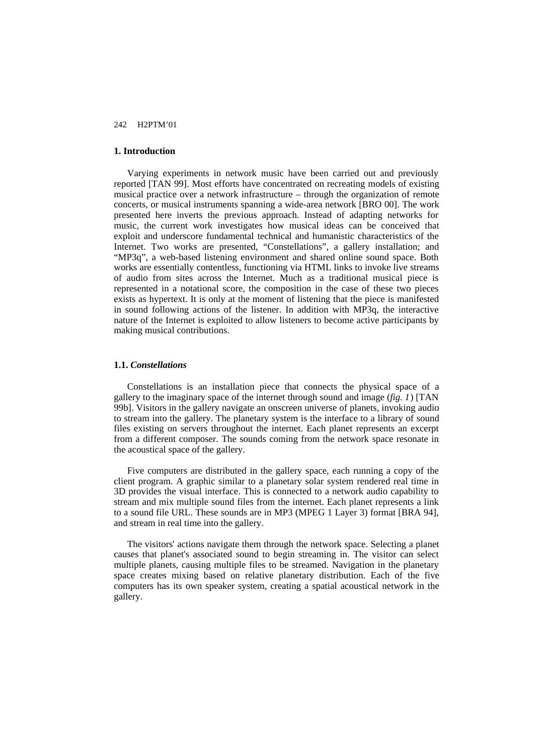## 1. Introduction

Varying experiments in network music have been carried out and previously reported [TAN 99]. Most efforts have concentrated on recreating models of existing musical practice over a network infrastructure – through the organization of remote concerts, or musical instruments spanning a wide-area network [BRO 00]. The work presented here inverts the previous approach. Instead of adapting networks for music, the current work investigates how musical ideas can be conceived that exploit and underscore fundamental technical and humanistic characteristics of the Internet. Two works are presented, "Constellations", a gallery installation; and "MP3q", a web-based listening environment and shared online sound space. Both works are essentially contentless, functioning via HTML links to invoke live streams of audio from sites across the Internet. Much as a traditional musical piece is represented in a notational score, the composition in the case of these two pieces exists as hypertext. It is only at the moment of listening that the piece is manifested in sound following actions of the listener. In addition with MP3q, the interactive nature of the Internet is exploited to allow listeners to become active participants by making musical contributions.

### 1.1. *Constellations*

Constellations is an installation piece that connects the physical space of a gallery to the imaginary space of the internet through sound and image (*fig. 1*) [TAN 99b]. Visitors in the gallery navigate an onscreen universe of planets, invoking audio to stream into the gallery. The planetary system is the interface to a library of sound files existing on servers throughout the internet. Each planet represents an excerpt from a different composer. The sounds coming from the network space resonate in the acoustical space of the gallery.

Five computers are distributed in the gallery space, each running a copy of the client program. A graphic similar to a planetary solar system rendered real time in 3D provides the visual interface. This is connected to a network audio capability to stream and mix multiple sound files from the internet. Each planet represents a link to a sound file URL. These sounds are in MP3 (MPEG 1 Layer 3) format [BRA 94], and stream in real time into the gallery.

The visitors' actions navigate them through the network space. Selecting a planet causes that planet's associated sound to begin streaming in. The visitor can select multiple planets, causing multiple files to be streamed. Navigation in the planetary space creates mixing based on relative planetary distribution. Each of the five computers has its own speaker system, creating a spatial acoustical network in the gallery.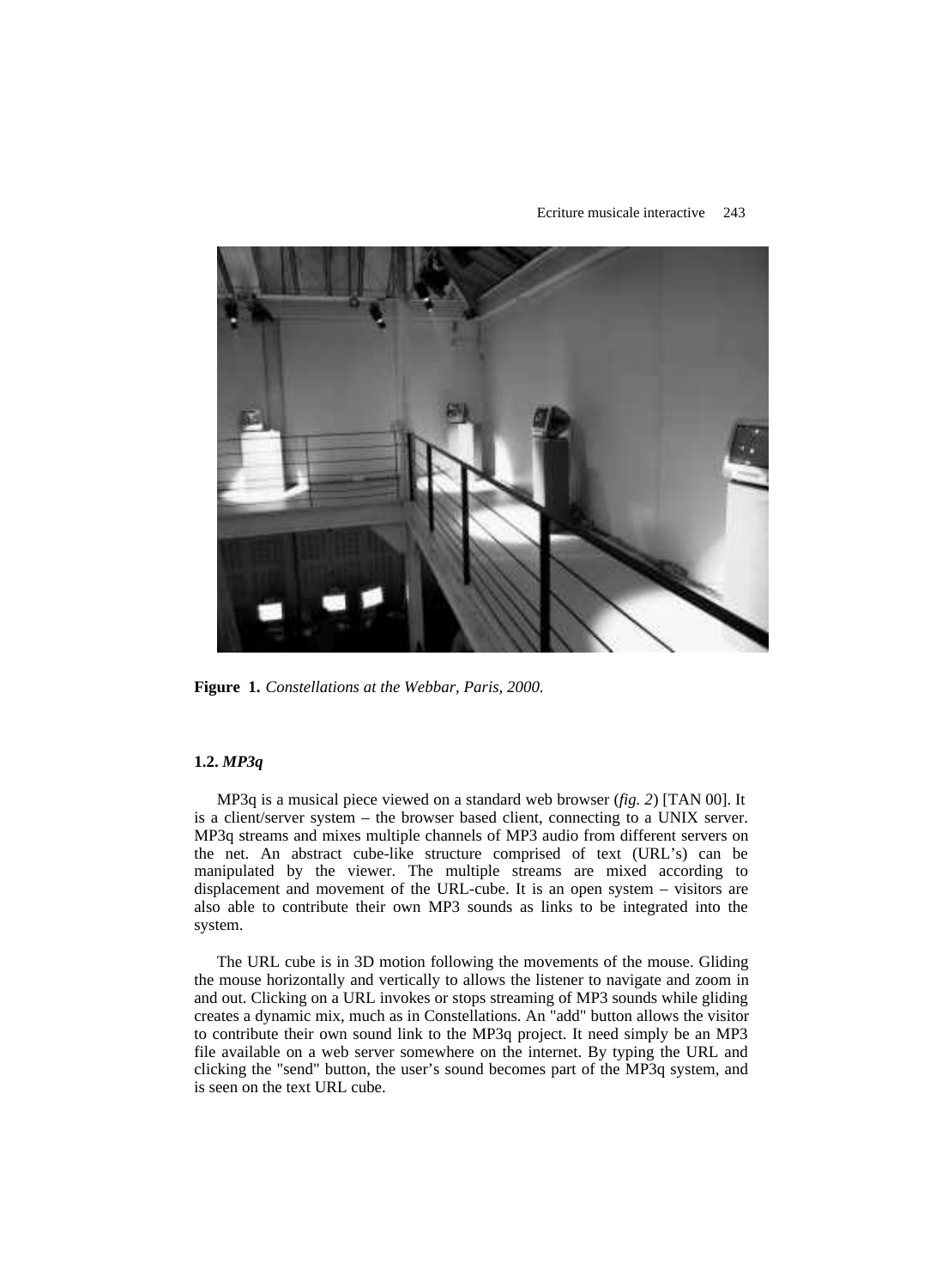**Figure 1.** *Constellations at the Webbar, Paris, 2000.*

### 1.2. *MP3q*

MP3q is a musical piece viewed on a standard web browser (*fig. 2*) [TAN 00]. It is a client/server system – the browser based client, connecting to a UNIX server. MP3q streams and mixes multiple channels of MP3 audio from different servers on the net. An abstract cube-like structure comprised of text (URL's) can be manipulated by the viewer. The multiple streams are mixed according to displacement and movement of the URL-cube. It is an open system – visitors are also able to contribute their own MP3 sounds as links to be integrated into the system.

The URL cube is in 3D motion following the movements of the mouse. Gliding the mouse horizontally and vertically to allows the listener to navigate and zoom in and out. Clicking on a URL invokes or stops streaming of MP3 sounds while gliding creates a dynamic mix, much as in Constellations. An "add" button allows the visitor to contribute their own sound link to the MP3q project. It need simply be an MP3 file available on a web server somewhere on the internet. By typing the URL and clicking the "send" button, the user's sound becomes part of the MP3q system, and is seen on the text URL cube.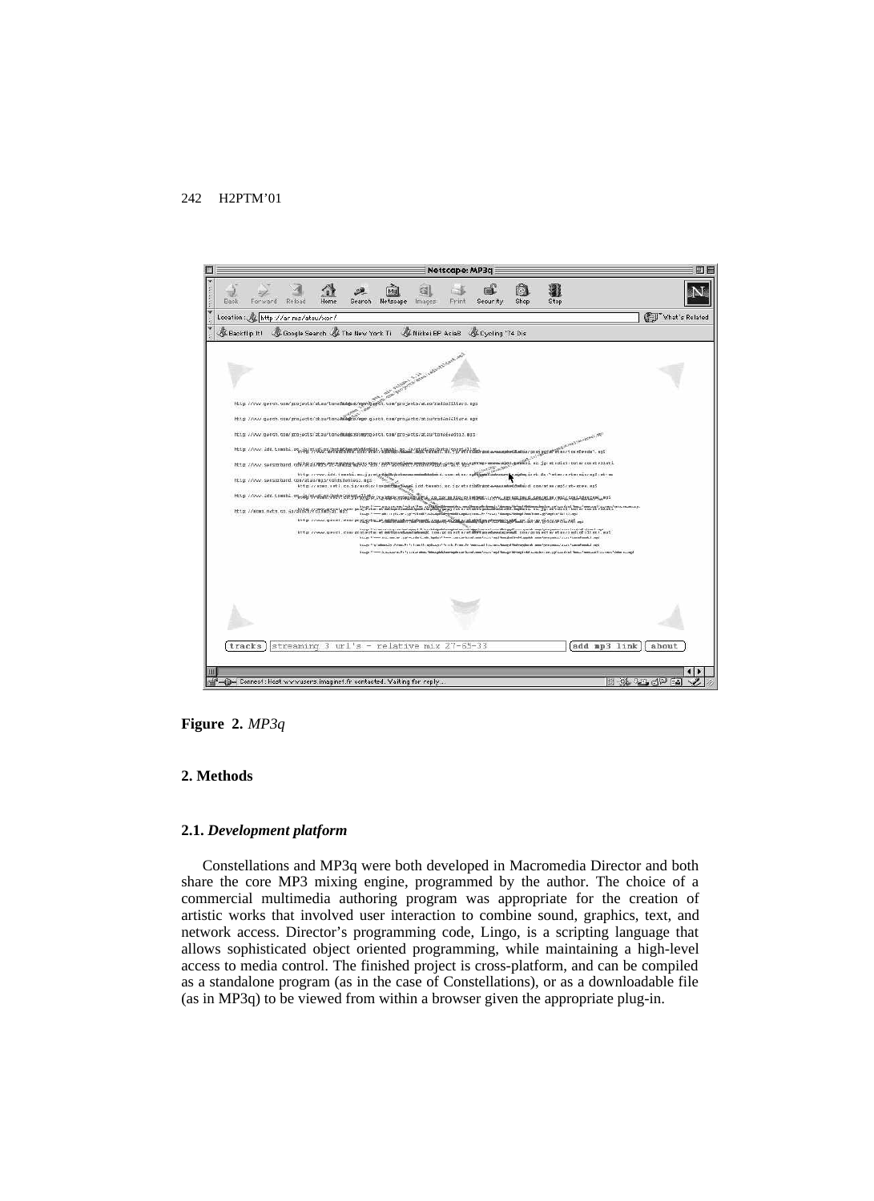**Figure 2.** *MP3q*

## 2. Methods

### 2.1. *Development platform*

Constellations and MP3q were both developed in Macromedia Director and both share the core MP3 mixing engine, programmed by the author. The choice of a commercial multimedia authoring program was appropriate for the creation of artistic works that involved user interaction to combine sound, graphics, text, and network access. Director's programming code, Lingo, is a scripting language that allows sophisticated object oriented programming, while maintaining a high-level access to media control. The finished project is cross-platform, and can be compiled as a standalone program (as in the case of Constellations), or as a downloadable file (as in MP3q) to be viewed from within a browser given the appropriate plug-in.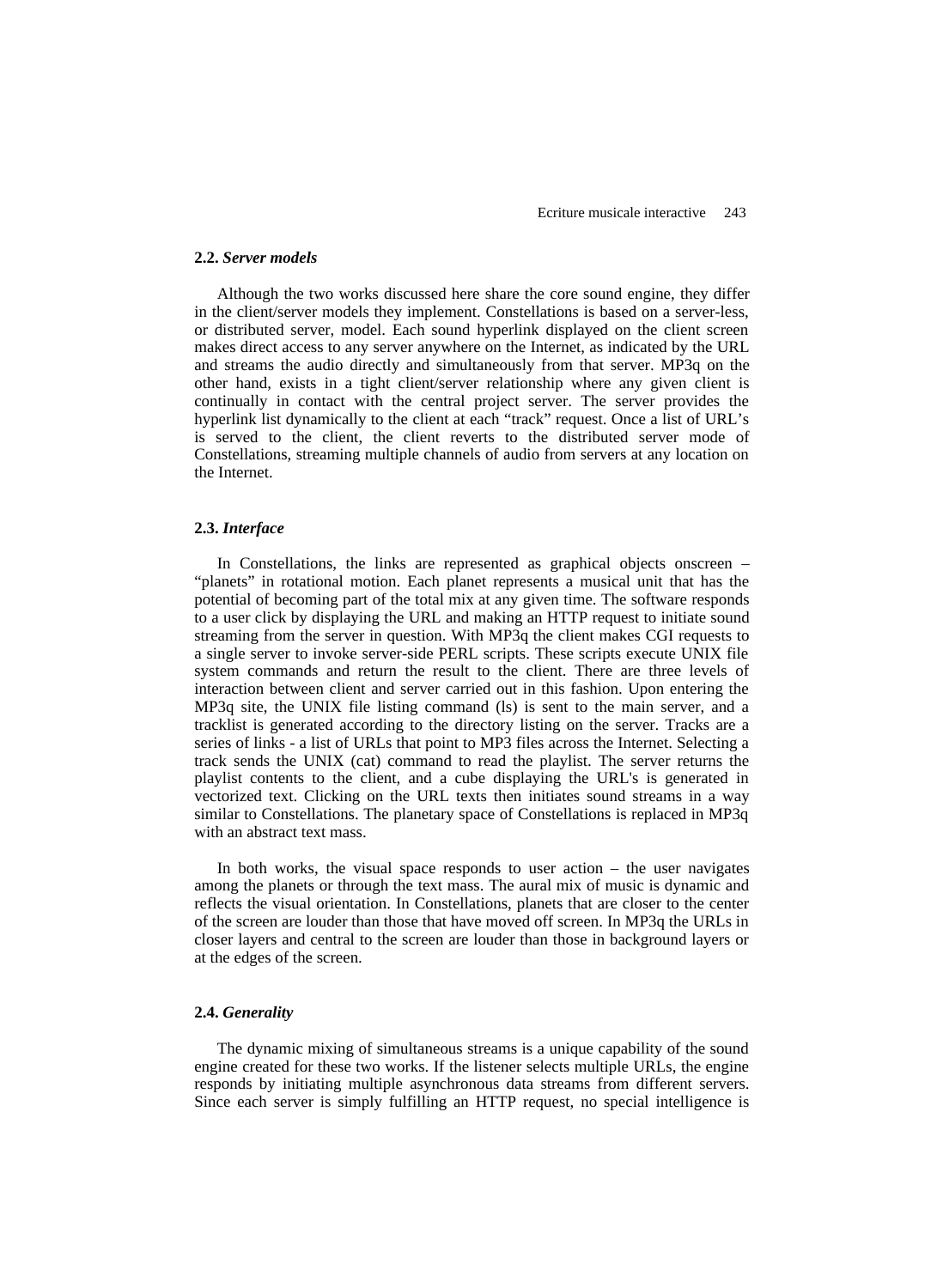### 2.2. *Server models*

Although the two works discussed here share the core sound engine, they differ in the client/server models they implement. Constellations is based on a server-less, or distributed server, model. Each sound hyperlink displayed on the client screen makes direct access to any server anywhere on the Internet, as indicated by the URL and streams the audio directly and simultaneously from that server. MP3q on the other hand, exists in a tight client/server relationship where any given client is continually in contact with the central project server. The server provides the hyperlink list dynamically to the client at each "track" request. Once a list of URL's is served to the client, the client reverts to the distributed server mode of Constellations, streaming multiple channels of audio from servers at any location on the Internet.

### 2.3. *Interface*

In Constellations, the links are represented as graphical objects onscreen – "planets" in rotational motion. Each planet represents a musical unit that has the potential of becoming part of the total mix at any given time. The software responds to a user click by displaying the URL and making an HTTP request to initiate sound streaming from the server in question. With MP3q the client makes CGI requests to a single server to invoke server-side PERL scripts. These scripts execute UNIX file system commands and return the result to the client. There are three levels of interaction between client and server carried out in this fashion. Upon entering the MP3q site, the UNIX file listing command (ls) is sent to the main server, and a tracklist is generated according to the directory listing on the server. Tracks are a series of links - a list of URLs that point to MP3 files across the Internet. Selecting a track sends the UNIX (cat) command to read the playlist. The server returns the playlist contents to the client, and a cube displaying the URL's is generated in vectorized text. Clicking on the URL texts then initiates sound streams in a way similar to Constellations. The planetary space of Constellations is replaced in MP3q with an abstract text mass.

In both works, the visual space responds to user action – the user navigates among the planets or through the text mass. The aural mix of music is dynamic and reflects the visual orientation. In Constellations, planets that are closer to the center of the screen are louder than those that have moved off screen. In MP3q the URLs in closer layers and central to the screen are louder than those in background layers or at the edges of the screen.

### 2.4. *Generality*

The dynamic mixing of simultaneous streams is a unique capability of the sound engine created for these two works. If the listener selects multiple URLs, the engine responds by initiating multiple asynchronous data streams from different servers. Since each server is simply fulfilling an HTTP request, no special intelligence is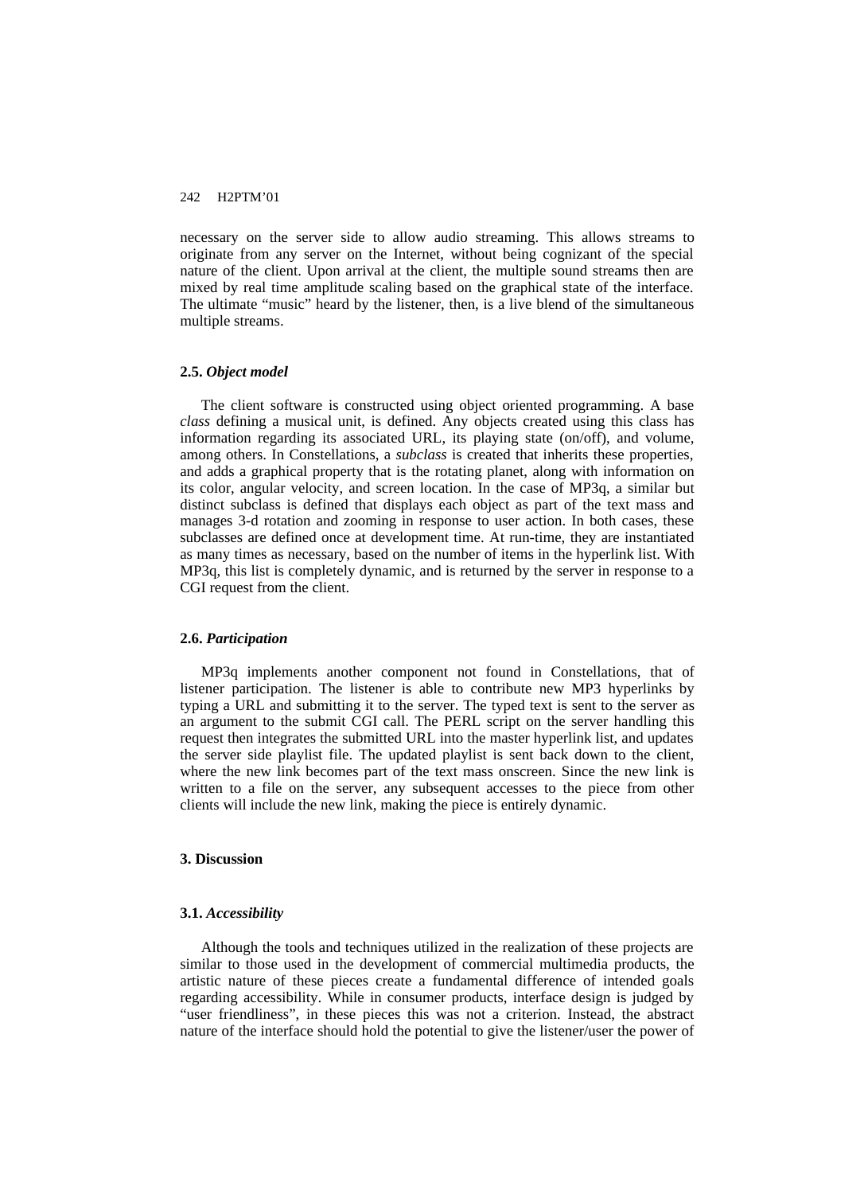necessary on the server side to allow audio streaming. This allows streams to originate from any server on the Internet, without being cognizant of the special nature of the client. Upon arrival at the client, the multiple sound streams then are mixed by real time amplitude scaling based on the graphical state of the interface. The ultimate "music" heard by the listener, then, is a live blend of the simultaneous multiple streams.

### 2.5. *Object model*

The client software is constructed using object oriented programming. A base *class* defining a musical unit, is defined. Any objects created using this class has information regarding its associated URL, its playing state (on/off), and volume, among others. In Constellations, a *subclass* is created that inherits these properties, and adds a graphical property that is the rotating planet, along with information on its color, angular velocity, and screen location. In the case of MP3q, a similar but distinct subclass is defined that displays each object as part of the text mass and manages 3-d rotation and zooming in response to user action. In both cases, these subclasses are defined once at development time. At run-time, they are instantiated as many times as necessary, based on the number of items in the hyperlink list. With MP3q, this list is completely dynamic, and is returned by the server in response to a CGI request from the client.

### 2.6. *Participation*

MP3q implements another component not found in Constellations, that of listener participation. The listener is able to contribute new MP3 hyperlinks by typing a URL and submitting it to the server. The typed text is sent to the server as an argument to the submit CGI call. The PERL script on the server handling this request then integrates the submitted URL into the master hyperlink list, and updates the server side playlist file. The updated playlist is sent back down to the client, where the new link becomes part of the text mass onscreen. Since the new link is written to a file on the server, any subsequent accesses to the piece from other clients will include the new link, making the piece is entirely dynamic.

## 3. Discussion

### 3.1. *Accessibility*

Although the tools and techniques utilized in the realization of these projects are similar to those used in the development of commercial multimedia products, the artistic nature of these pieces create a fundamental difference of intended goals regarding accessibility. While in consumer products, interface design is judged by "user friendliness", in these pieces this was not a criterion. Instead, the abstract nature of the interface should hold the potential to give the listener/user the power of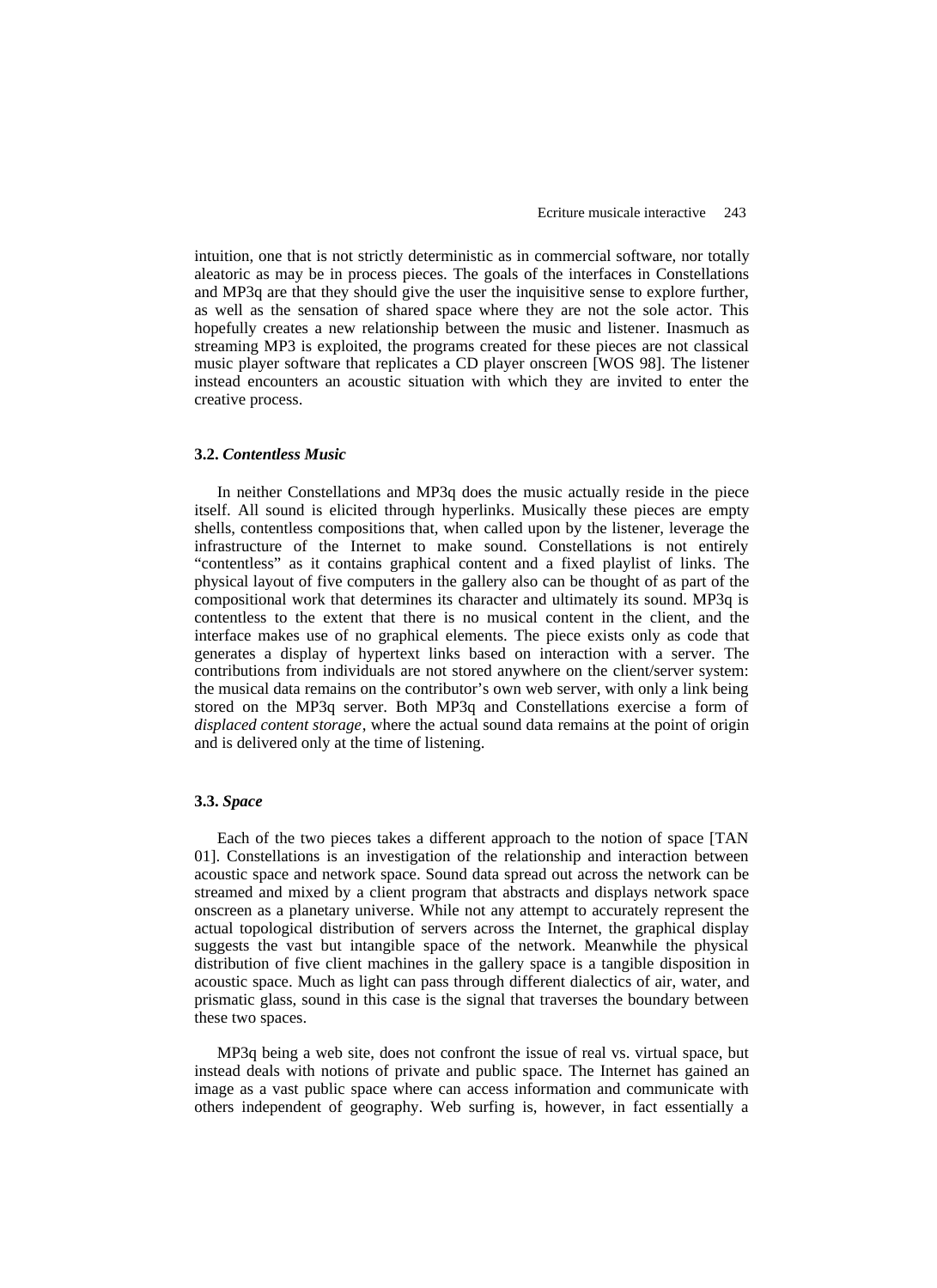intuition, one that is not strictly deterministic as in commercial software, nor totally aleatoric as may be in process pieces. The goals of the interfaces in Constellations and MP3q are that they should give the user the inquisitive sense to explore further, as well as the sensation of shared space where they are not the sole actor. This hopefully creates a new relationship between the music and listener. Inasmuch as streaming MP3 is exploited, the programs created for these pieces are not classical music player software that replicates a CD player onscreen [WOS 98]. The listener instead encounters an acoustic situation with which they are invited to enter the creative process.

### 3.2. *Contentless Music*

In neither Constellations and MP3q does the music actually reside in the piece itself. All sound is elicited through hyperlinks. Musically these pieces are empty shells, contentless compositions that, when called upon by the listener, leverage the infrastructure of the Internet to make sound. Constellations is not entirely "contentless" as it contains graphical content and a fixed playlist of links. The physical layout of five computers in the gallery also can be thought of as part of the compositional work that determines its character and ultimately its sound. MP3q is contentless to the extent that there is no musical content in the client, and the interface makes use of no graphical elements. The piece exists only as code that generates a display of hypertext links based on interaction with a server. The contributions from individuals are not stored anywhere on the client/server system: the musical data remains on the contributor's own web server, with only a link being stored on the MP3q server. Both MP3q and Constellations exercise a form of *displaced content storage*, where the actual sound data remains at the point of origin and is delivered only at the time of listening.

### 3.3. *Space*

Each of the two pieces takes a different approach to the notion of space [TAN 01]. Constellations is an investigation of the relationship and interaction between acoustic space and network space. Sound data spread out across the network can be streamed and mixed by a client program that abstracts and displays network space onscreen as a planetary universe. While not any attempt to accurately represent the actual topological distribution of servers across the Internet, the graphical display suggests the vast but intangible space of the network. Meanwhile the physical distribution of five client machines in the gallery space is a tangible disposition in acoustic space. Much as light can pass through different dialectics of air, water, and prismatic glass, sound in this case is the signal that traverses the boundary between these two spaces.

MP3q being a web site, does not confront the issue of real vs. virtual space, but instead deals with notions of private and public space. The Internet has gained an image as a vast public space where can access information and communicate with others independent of geography. Web surfing is, however, in fact essentially a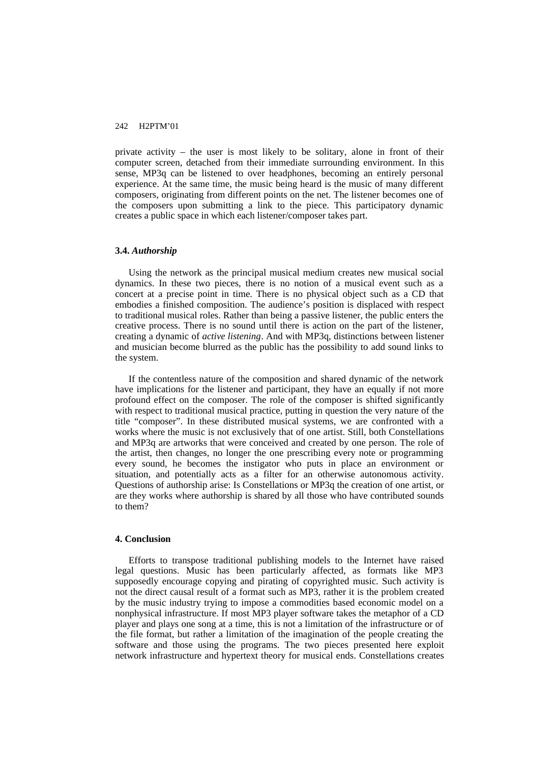private activity – the user is most likely to be solitary, alone in front of their computer screen, detached from their immediate surrounding environment. In this sense, MP3q can be listened to over headphones, becoming an entirely personal experience. At the same time, the music being heard is the music of many different composers, originating from different points on the net. The listener becomes one of the composers upon submitting a link to the piece. This participatory dynamic creates a public space in which each listener/composer takes part.

### 3.4. *Authorship*

Using the network as the principal musical medium creates new musical social dynamics. In these two pieces, there is no notion of a musical event such as a concert at a precise point in time. There is no physical object such as a CD that embodies a finished composition. The audience's position is displaced with respect to traditional musical roles. Rather than being a passive listener, the public enters the creative process. There is no sound until there is action on the part of the listener, creating a dynamic of *active listening*. And with MP3q, distinctions between listener and musician become blurred as the public has the possibility to add sound links to the system.

If the contentless nature of the composition and shared dynamic of the network have implications for the listener and participant, they have an equally if not more profound effect on the composer. The role of the composer is shifted significantly with respect to traditional musical practice, putting in question the very nature of the title "composer". In these distributed musical systems, we are confronted with a works where the music is not exclusively that of one artist. Still, both Constellations and MP3q are artworks that were conceived and created by one person. The role of the artist, then changes, no longer the one prescribing every note or programming every sound, he becomes the instigator who puts in place an environment or situation, and potentially acts as a filter for an otherwise autonomous activity. Questions of authorship arise: Is Constellations or MP3q the creation of one artist, or are they works where authorship is shared by all those who have contributed sounds to them?

## 4. Conclusion

Efforts to transpose traditional publishing models to the Internet have raised legal questions. Music has been particularly affected, as formats like MP3 supposedly encourage copying and pirating of copyrighted music. Such activity is not the direct causal result of a format such as MP3, rather it is the problem created by the music industry trying to impose a commodities based economic model on a nonphysical infrastructure. If most MP3 player software takes the metaphor of a CD player and plays one song at a time, this is not a limitation of the infrastructure or of the file format, but rather a limitation of the imagination of the people creating the software and those using the programs. The two pieces presented here exploit network infrastructure and hypertext theory for musical ends. Constellations creates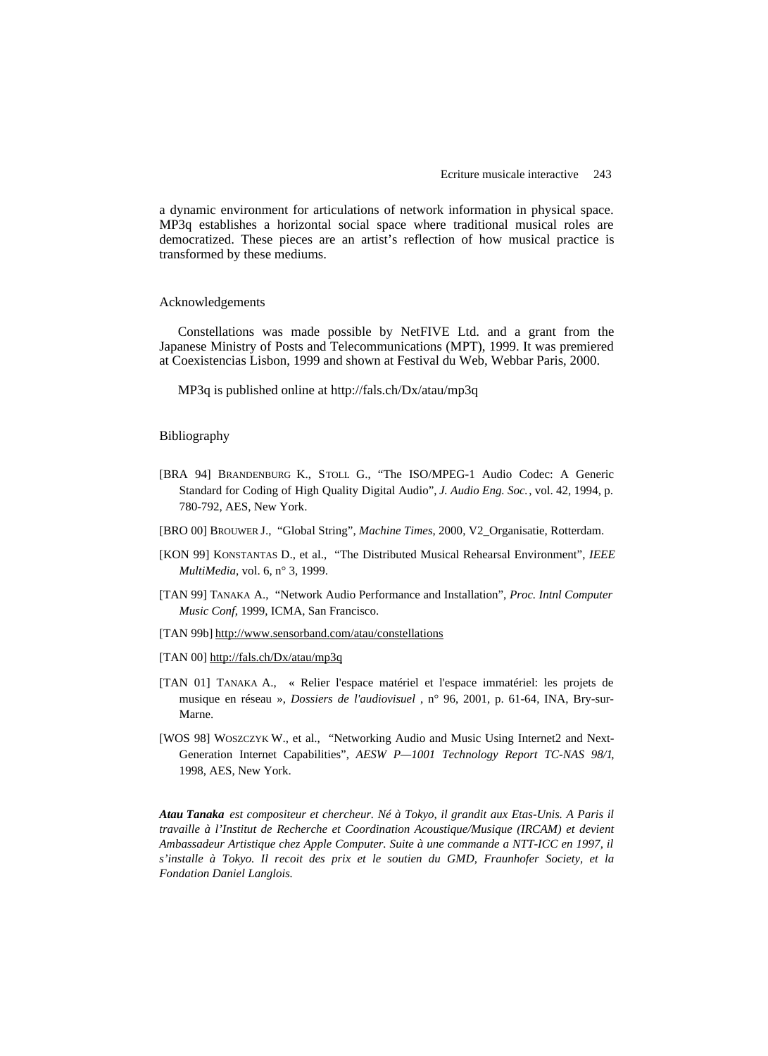a dynamic environment for articulations of network information in physical space. MP3q establishes a horizontal social space where traditional musical roles are democratized. These pieces are an artist's reflection of how musical practice is transformed by these mediums.

## Acknowledgements

Constellations was made possible by NetFIVE Ltd. and a grant from the Japanese Ministry of Posts and Telecommunications (MPT), 1999. It was premiered at Coexistencias Lisbon, 1999 and shown at Festival du Web, Webbar Paris, 2000.

MP3q is published online at http://fals.ch/Dx/atau/mp3q

## Bibliography

[BRA 94] BRANDENBURG K., STOLL G., "The ISO/MPEG-1 Audio Codec: A Generic Standard for Coding of High Quality Digital Audio", *J. Audio Eng. Soc.*, vol. 42, 1994, p. 780-792, AES, New York.

[BRO 00] BROUWER J., "Global String", *Machine Times*, 2000, V2_Organisatie, Rotterdam.

[KON 99] KONSTANTAS D., et al., "The Distributed Musical Rehearsal Environment", *IEEE MultiMedia*, vol. 6, n° 3, 1999.

[TAN 99] TANAKA A., "Network Audio Performance and Installation", *Proc. Intnl Computer Music Conf*, 1999, ICMA, San Francisco.

[TAN 99b] http://www.sensorband.com/atau/constellations

[TAN 00] http://fals.ch/Dx/atau/mp3q

[TAN 01] TANAKA A., « Relier l'espace matériel et l'espace immatériel: les projets de musique en réseau », *Dossiers de l'audiovisuel* , n° 96, 2001, p. 61-64, INA, Bry-sur-Marne.

[WOS 98] WOSZCZYK W., et al., "Networking Audio and Music Using Internet2 and Next-Generation Internet Capabilities", *AESW P—1001 Technology Report TC-NAS 98/1*, 1998, AES, New York.

***Atau Tanaka** est compositeur et chercheur. Né à Tokyo, il grandit aux Etas-Unis. A Paris il travaille à l'Institut de Recherche et Coordination Acoustique/Musique (IRCAM) et devient Ambassadeur Artistique chez Apple Computer. Suite à une commande a NTT-ICC en 1997, il s'installe à Tokyo. Il recoit des prix et le soutien du GMD, Fraunhofer Society, et la Fondation Daniel Langlois.*